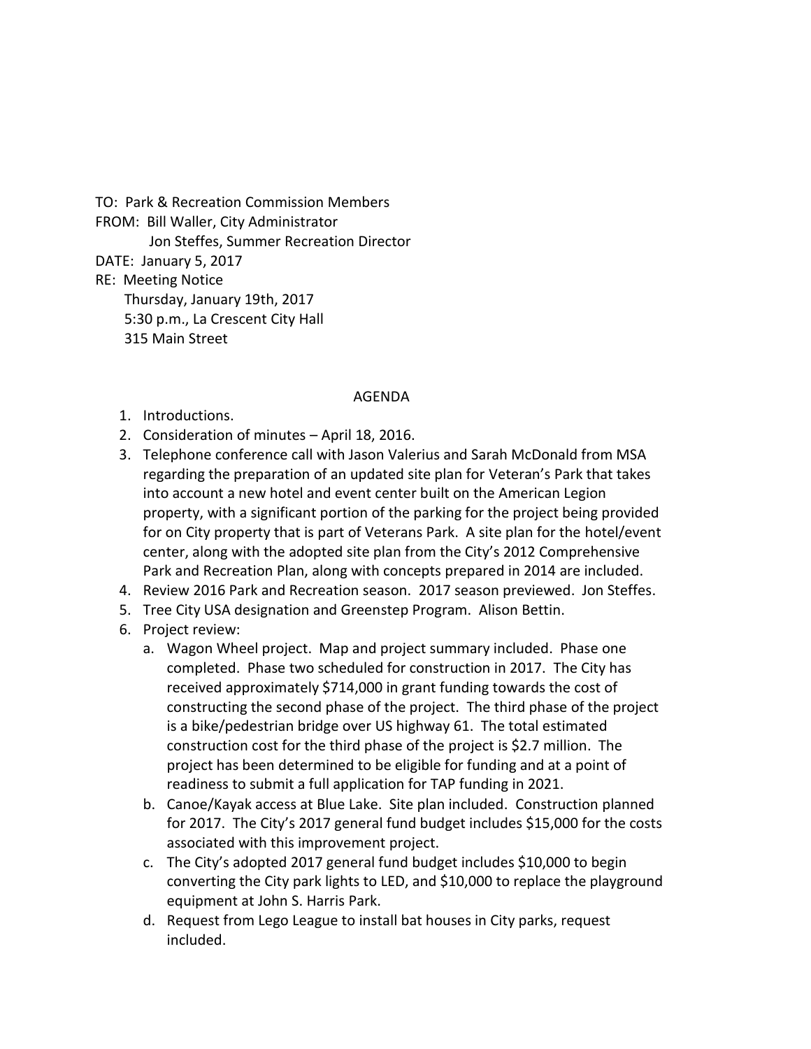TO: Park & Recreation Commission Members
FROM: Bill Waller, City Administrator
Jon Steffes, Summer Recreation Director
DATE: January 5, 2017
RE: Meeting Notice
Thursday, January 19th, 2017
5:30 p.m., La Crescent City Hall
315 Main Street

## AGENDA

1. Introductions.
2. Consideration of minutes – April 18, 2016.
3. Telephone conference call with Jason Valerius and Sarah McDonald from MSA regarding the preparation of an updated site plan for Veteran's Park that takes into account a new hotel and event center built on the American Legion property, with a significant portion of the parking for the project being provided for on City property that is part of Veterans Park. A site plan for the hotel/event center, along with the adopted site plan from the City's 2012 Comprehensive Park and Recreation Plan, along with concepts prepared in 2014 are included.
4. Review 2016 Park and Recreation season. 2017 season previewed. Jon Steffes.
5. Tree City USA designation and Greenstep Program. Alison Bettin.
6. Project review:
   a. Wagon Wheel project. Map and project summary included. Phase one completed. Phase two scheduled for construction in 2017. The City has received approximately $714,000 in grant funding towards the cost of constructing the second phase of the project. The third phase of the project is a bike/pedestrian bridge over US highway 61. The total estimated construction cost for the third phase of the project is $2.7 million. The project has been determined to be eligible for funding and at a point of readiness to submit a full application for TAP funding in 2021.
   b. Canoe/Kayak access at Blue Lake. Site plan included. Construction planned for 2017. The City's 2017 general fund budget includes $15,000 for the costs associated with this improvement project.
   c. The City's adopted 2017 general fund budget includes $10,000 to begin converting the City park lights to LED, and $10,000 to replace the playground equipment at John S. Harris Park.
   d. Request from Lego League to install bat houses in City parks, request included.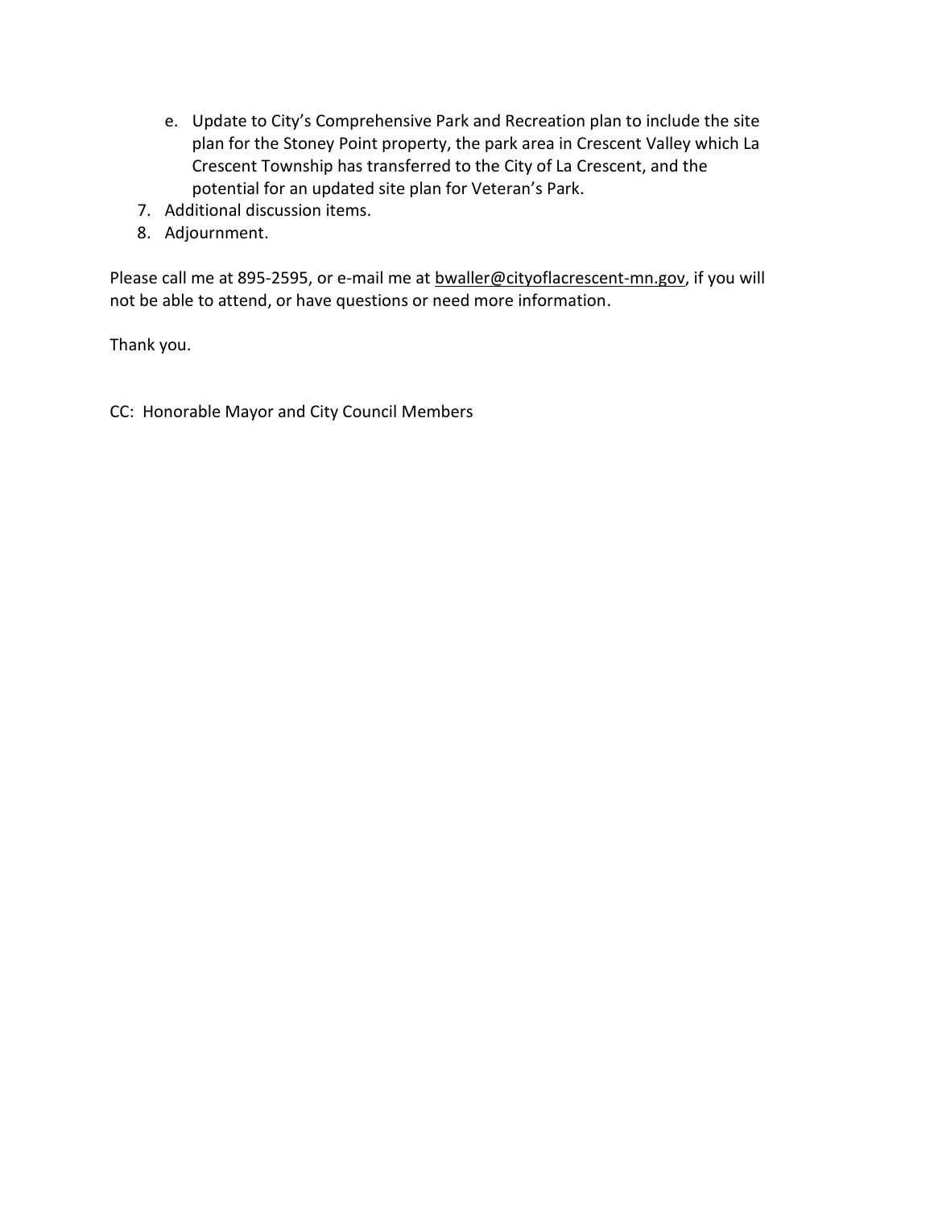e. Update to City's Comprehensive Park and Recreation plan to include the site plan for the Stoney Point property, the park area in Crescent Valley which La Crescent Township has transferred to the City of La Crescent, and the potential for an updated site plan for Veteran's Park.

7. Additional discussion items.
8. Adjournment.

Please call me at 895-2595, or e-mail me at bwaller@cityoflacrescent-mn.gov, if you will not be able to attend, or have questions or need more information.

Thank you.

CC: Honorable Mayor and City Council Members